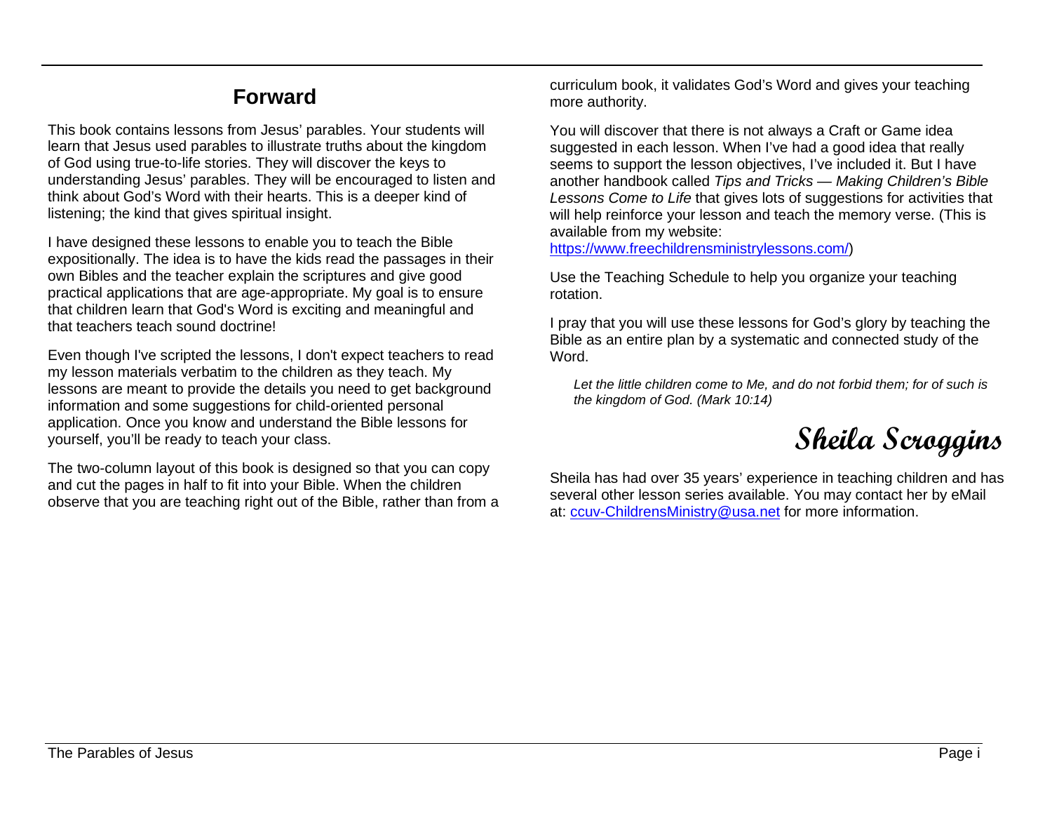## Forward

This book contains lessons from Jesus' parables. Your students will learn that Jesus used parables to illustrate truths about the kingdom of God using true-to-life stories. They will discover the keys to understanding Jesus' parables. They will be encouraged to listen and think about God's Word with their hearts. This is a deeper kind of listening; the kind that gives spiritual insight.

I have designed these lessons to enable you to teach the Bible expositionally. The idea is to have the kids read the passages in their own Bibles and the teacher explain the scriptures and give good practical applications that are age-appropriate. My goal is to ensure that children learn that God's Word is exciting and meaningful and that teachers teach sound doctrine!

Even though I've scripted the lessons, I don't expect teachers to read my lesson materials verbatim to the children as they teach. My lessons are meant to provide the details you need to get background information and some suggestions for child-oriented personal application. Once you know and understand the Bible lessons for yourself, you'll be ready to teach your class.

The two-column layout of this book is designed so that you can copy and cut the pages in half to fit into your Bible. When the children observe that you are teaching right out of the Bible, rather than from a curriculum book, it validates God's Word and gives your teaching more authority.

You will discover that there is not always a Craft or Game idea suggested in each lesson. When I've had a good idea that really seems to support the lesson objectives, I've included it. But I have another handbook called *Tips and Tricks — Making Children's Bible Lessons Come to Life* that gives lots of suggestions for activities that will help reinforce your lesson and teach the memory verse. (This is available from my website: https://www.freechildrensministrylessons.com/)

Use the Teaching Schedule to help you organize your teaching rotation.

I pray that you will use these lessons for God's glory by teaching the Bible as an entire plan by a systematic and connected study of the Word.

> *Let the little children come to Me, and do not forbid them; for of such is the kingdom of God. (Mark 10:14)*

**Sheila Scroggins**

Sheila has had over 35 years' experience in teaching children and has several other lesson series available. You may contact her by eMail at: ccuv-ChildrensMinistry@usa.net for more information.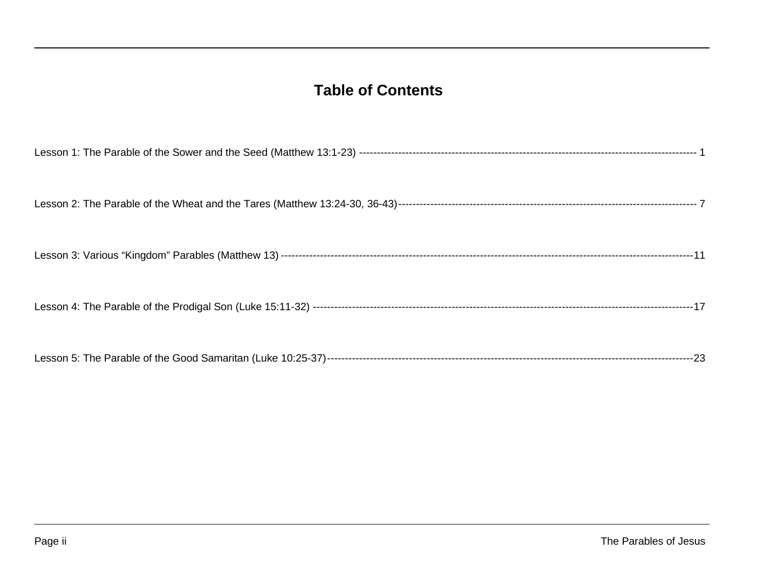## Table of Contents

Lesson 1: The Parable of the Sower and the Seed (Matthew 13:1-23) --------------------------------------------------------------------------------------------- 1

Lesson 2: The Parable of the Wheat and the Tares (Matthew 13:24-30, 36-43) ----------------------------------------------------------------------------------- 7

Lesson 3: Various "Kingdom" Parables (Matthew 13) -------------------------------------------------------------------------------------------------------------------11

Lesson 4: The Parable of the Prodigal Son (Luke 15:11-32) ----------------------------------------------------------------------------------------------------------17

Lesson 5: The Parable of the Good Samaritan (Luke 10:25-37)-----------------------------------------------------------------------------------------------------23